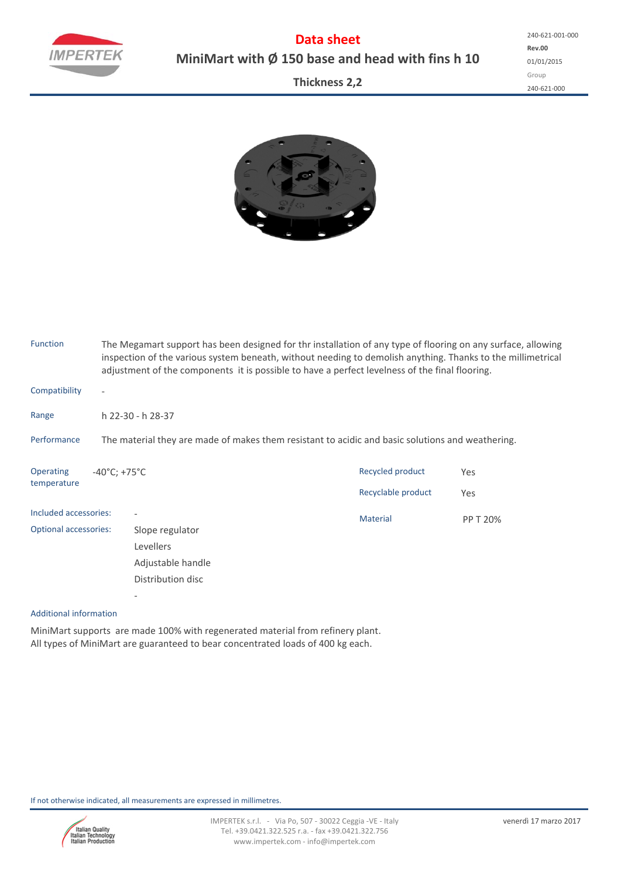# Data sheet

## MiniMart with Ø 150 base and head with fins h 10

**Thickness 2,2**

240-621-001-000
**Rev.00**
01/01/2015
Group
240-621-000

**Function**
The Megamart support has been designed for thr installation of any type of flooring on any surface, allowing inspection of the various system beneath, without needing to demolish anything. Thanks to the millimetrical adjustment of the components it is possible to have a perfect levelness of the final flooring.

**Compatibility**
-

**Range**
h 22-30 - h 28-37

**Performance**
The material they are made of makes them resistant to acidic and basic solutions and weathering.

**Operating temperature**
-40°C; +75°C

| | |
|---|---|
| Recycled product | Yes |
| Recyclable product | Yes |
| Material | PP T 20% |

**Included accessories:**
-

**Optional accessories:**
- Slope regulator
- Levellers
- Adjustable handle
- Distribution disc
- -

**Additional information**

MiniMart supports are made 100% with regenerated material from refinery plant.
All types of MiniMart are guaranteed to bear concentrated loads of 400 kg each.

If not otherwise indicated, all measurements are expressed in millimetres.

IMPERTEK s.r.l. - Via Po, 507 - 30022 Ceggia -VE - Italy
Tel. +39.0421.322.525 r.a. - fax +39.0421.322.756
www.impertek.com - info@impertek.com

venerdì 17 marzo 2017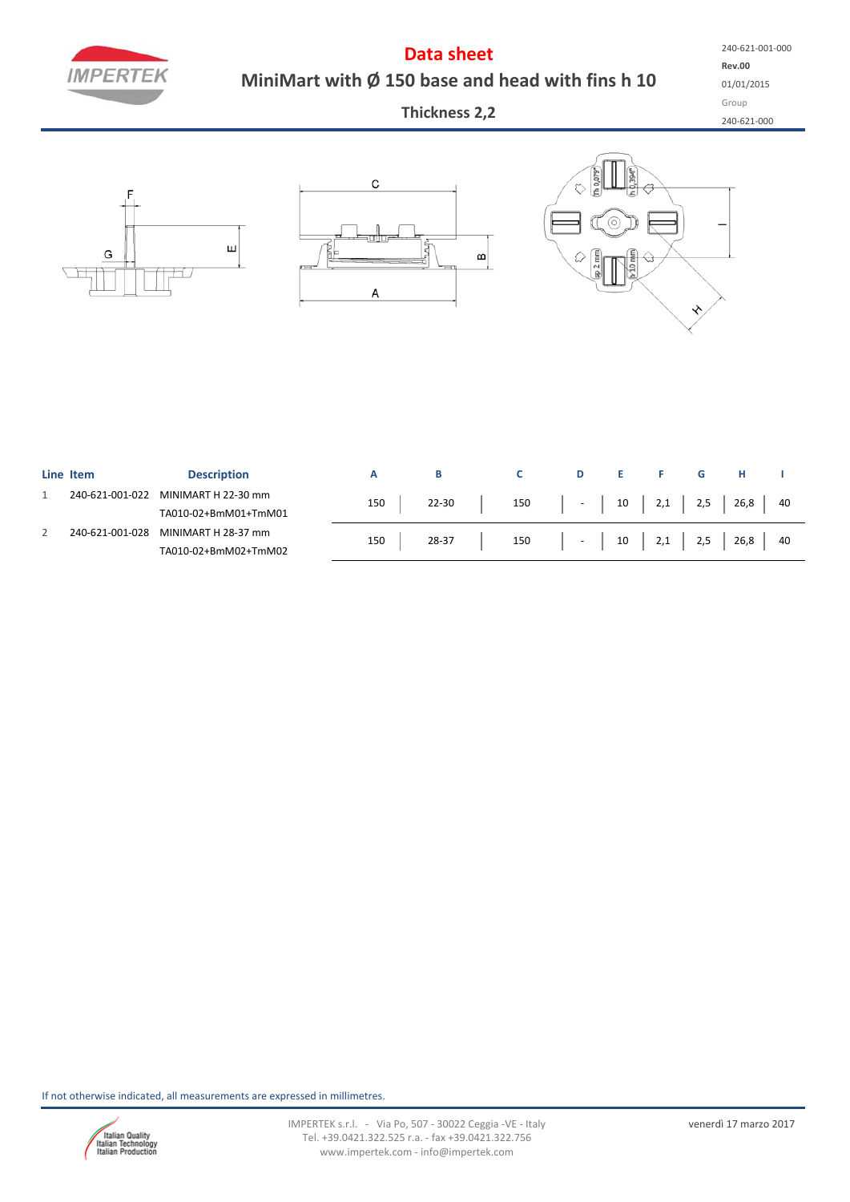# Data sheet

## MiniMart with Ø 150 base and head with fins h 10

### Thickness 2,2

240-621-001-000
**Rev.00**
01/01/2015
Group
240-621-000

| Line | Item | Description | A | B | C | D | E | F | G | H | I |
|---|---|---|---|---|---|---|---|---|---|---|---|
| 1 | 240-621-001-022 | MINIMART H 22-30 mm TA010-02+BmM01+TmM01 | 150 | 22-30 | 150 | - | 10 | 2,1 | 2,5 | 26,8 | 40 |
| 2 | 240-621-001-028 | MINIMART H 28-37 mm TA010-02+BmM02+TmM02 | 150 | 28-37 | 150 | - | 10 | 2,1 | 2,5 | 26,8 | 40 |

If not otherwise indicated, all measurements are expressed in millimetres.

IMPERTEK s.r.l. - Via Po, 507 - 30022 Ceggia -VE - Italy
Tel. +39.0421.322.525 r.a. - fax +39.0421.322.756
www.impertek.com - info@impertek.com

venerdì 17 marzo 2017